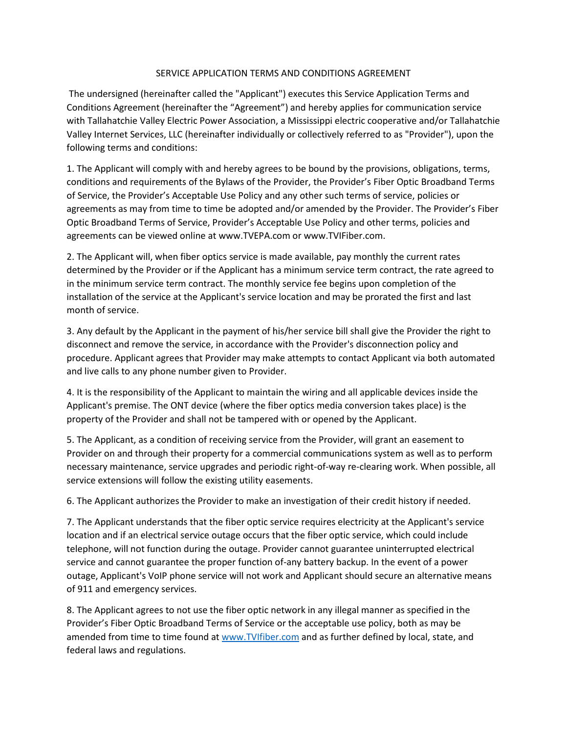# SERVICE APPLICATION TERMS AND CONDITIONS AGREEMENT

The undersigned (hereinafter called the "Applicant") executes this Service Application Terms and Conditions Agreement (hereinafter the "Agreement") and hereby applies for communication service with Tallahatchie Valley Electric Power Association, a Mississippi electric cooperative and/or Tallahatchie Valley Internet Services, LLC (hereinafter individually or collectively referred to as "Provider"), upon the following terms and conditions:

1. The Applicant will comply with and hereby agrees to be bound by the provisions, obligations, terms, conditions and requirements of the Bylaws of the Provider, the Provider's Fiber Optic Broadband Terms of Service, the Provider's Acceptable Use Policy and any other such terms of service, policies or agreements as may from time to time be adopted and/or amended by the Provider. The Provider's Fiber Optic Broadband Terms of Service, Provider's Acceptable Use Policy and other terms, policies and agreements can be viewed online at www.TVEPA.com or www.TVIFiber.com.

2. The Applicant will, when fiber optics service is made available, pay monthly the current rates determined by the Provider or if the Applicant has a minimum service term contract, the rate agreed to in the minimum service term contract. The monthly service fee begins upon completion of the installation of the service at the Applicant's service location and may be prorated the first and last month of service.

3. Any default by the Applicant in the payment of his/her service bill shall give the Provider the right to disconnect and remove the service, in accordance with the Provider's disconnection policy and procedure. Applicant agrees that Provider may make attempts to contact Applicant via both automated and live calls to any phone number given to Provider.

4. It is the responsibility of the Applicant to maintain the wiring and all applicable devices inside the Applicant's premise. The ONT device (where the fiber optics media conversion takes place) is the property of the Provider and shall not be tampered with or opened by the Applicant.

5. The Applicant, as a condition of receiving service from the Provider, will grant an easement to Provider on and through their property for a commercial communications system as well as to perform necessary maintenance, service upgrades and periodic right-of-way re-clearing work. When possible, all service extensions will follow the existing utility easements.

6. The Applicant authorizes the Provider to make an investigation of their credit history if needed.

7. The Applicant understands that the fiber optic service requires electricity at the Applicant's service location and if an electrical service outage occurs that the fiber optic service, which could include telephone, will not function during the outage. Provider cannot guarantee uninterrupted electrical service and cannot guarantee the proper function of-any battery backup. In the event of a power outage, Applicant's VoIP phone service will not work and Applicant should secure an alternative means of 911 and emergency services.

8. The Applicant agrees to not use the fiber optic network in any illegal manner as specified in the Provider's Fiber Optic Broadband Terms of Service or the acceptable use policy, both as may be amended from time to time found at www.TVIfiber.com and as further defined by local, state, and federal laws and regulations.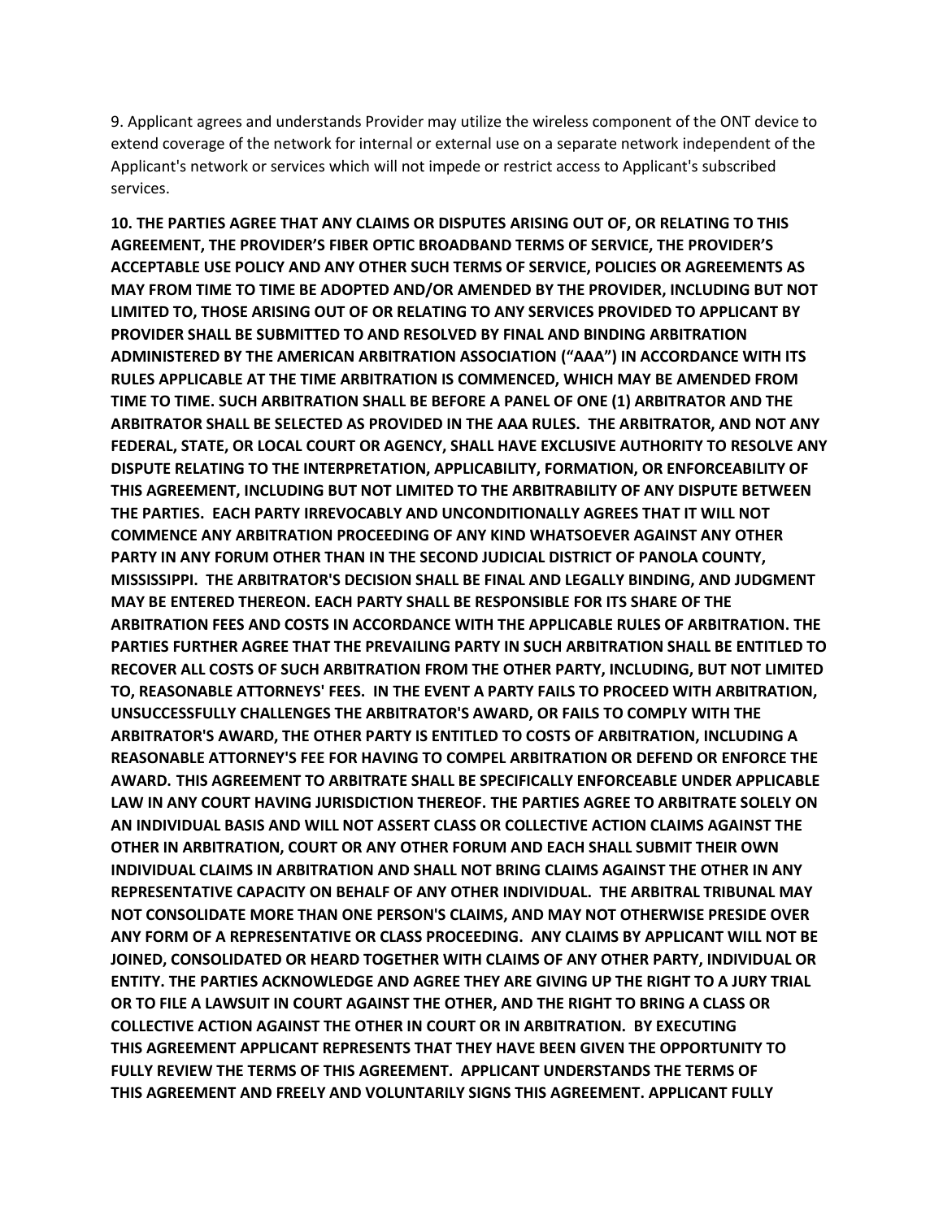9. Applicant agrees and understands Provider may utilize the wireless component of the ONT device to extend coverage of the network for internal or external use on a separate network independent of the Applicant's network or services which will not impede or restrict access to Applicant's subscribed services.

**10. THE PARTIES AGREE THAT ANY CLAIMS OR DISPUTES ARISING OUT OF, OR RELATING TO THIS AGREEMENT, THE PROVIDER'S FIBER OPTIC BROADBAND TERMS OF SERVICE, THE PROVIDER'S ACCEPTABLE USE POLICY AND ANY OTHER SUCH TERMS OF SERVICE, POLICIES OR AGREEMENTS AS MAY FROM TIME TO TIME BE ADOPTED AND/OR AMENDED BY THE PROVIDER, INCLUDING BUT NOT LIMITED TO, THOSE ARISING OUT OF OR RELATING TO ANY SERVICES PROVIDED TO APPLICANT BY PROVIDER SHALL BE SUBMITTED TO AND RESOLVED BY FINAL AND BINDING ARBITRATION ADMINISTERED BY THE AMERICAN ARBITRATION ASSOCIATION ("AAA") IN ACCORDANCE WITH ITS RULES APPLICABLE AT THE TIME ARBITRATION IS COMMENCED, WHICH MAY BE AMENDED FROM TIME TO TIME. SUCH ARBITRATION SHALL BE BEFORE A PANEL OF ONE (1) ARBITRATOR AND THE ARBITRATOR SHALL BE SELECTED AS PROVIDED IN THE AAA RULES. THE ARBITRATOR, AND NOT ANY FEDERAL, STATE, OR LOCAL COURT OR AGENCY, SHALL HAVE EXCLUSIVE AUTHORITY TO RESOLVE ANY DISPUTE RELATING TO THE INTERPRETATION, APPLICABILITY, FORMATION, OR ENFORCEABILITY OF THIS AGREEMENT, INCLUDING BUT NOT LIMITED TO THE ARBITRABILITY OF ANY DISPUTE BETWEEN THE PARTIES. EACH PARTY IRREVOCABLY AND UNCONDITIONALLY AGREES THAT IT WILL NOT COMMENCE ANY ARBITRATION PROCEEDING OF ANY KIND WHATSOEVER AGAINST ANY OTHER PARTY IN ANY FORUM OTHER THAN IN THE SECOND JUDICIAL DISTRICT OF PANOLA COUNTY, MISSISSIPPI. THE ARBITRATOR'S DECISION SHALL BE FINAL AND LEGALLY BINDING, AND JUDGMENT MAY BE ENTERED THEREON. EACH PARTY SHALL BE RESPONSIBLE FOR ITS SHARE OF THE ARBITRATION FEES AND COSTS IN ACCORDANCE WITH THE APPLICABLE RULES OF ARBITRATION. THE PARTIES FURTHER AGREE THAT THE PREVAILING PARTY IN SUCH ARBITRATION SHALL BE ENTITLED TO RECOVER ALL COSTS OF SUCH ARBITRATION FROM THE OTHER PARTY, INCLUDING, BUT NOT LIMITED TO, REASONABLE ATTORNEYS' FEES. IN THE EVENT A PARTY FAILS TO PROCEED WITH ARBITRATION, UNSUCCESSFULLY CHALLENGES THE ARBITRATOR'S AWARD, OR FAILS TO COMPLY WITH THE ARBITRATOR'S AWARD, THE OTHER PARTY IS ENTITLED TO COSTS OF ARBITRATION, INCLUDING A REASONABLE ATTORNEY'S FEE FOR HAVING TO COMPEL ARBITRATION OR DEFEND OR ENFORCE THE AWARD. THIS AGREEMENT TO ARBITRATE SHALL BE SPECIFICALLY ENFORCEABLE UNDER APPLICABLE LAW IN ANY COURT HAVING JURISDICTION THEREOF. THE PARTIES AGREE TO ARBITRATE SOLELY ON AN INDIVIDUAL BASIS AND WILL NOT ASSERT CLASS OR COLLECTIVE ACTION CLAIMS AGAINST THE OTHER IN ARBITRATION, COURT OR ANY OTHER FORUM AND EACH SHALL SUBMIT THEIR OWN INDIVIDUAL CLAIMS IN ARBITRATION AND SHALL NOT BRING CLAIMS AGAINST THE OTHER IN ANY REPRESENTATIVE CAPACITY ON BEHALF OF ANY OTHER INDIVIDUAL. THE ARBITRAL TRIBUNAL MAY NOT CONSOLIDATE MORE THAN ONE PERSON'S CLAIMS, AND MAY NOT OTHERWISE PRESIDE OVER ANY FORM OF A REPRESENTATIVE OR CLASS PROCEEDING. ANY CLAIMS BY APPLICANT WILL NOT BE JOINED, CONSOLIDATED OR HEARD TOGETHER WITH CLAIMS OF ANY OTHER PARTY, INDIVIDUAL OR ENTITY. THE PARTIES ACKNOWLEDGE AND AGREE THEY ARE GIVING UP THE RIGHT TO A JURY TRIAL OR TO FILE A LAWSUIT IN COURT AGAINST THE OTHER, AND THE RIGHT TO BRING A CLASS OR COLLECTIVE ACTION AGAINST THE OTHER IN COURT OR IN ARBITRATION. BY EXECUTING THIS AGREEMENT APPLICANT REPRESENTS THAT THEY HAVE BEEN GIVEN THE OPPORTUNITY TO FULLY REVIEW THE TERMS OF THIS AGREEMENT. APPLICANT UNDERSTANDS THE TERMS OF THIS AGREEMENT AND FREELY AND VOLUNTARILY SIGNS THIS AGREEMENT. APPLICANT FULLY**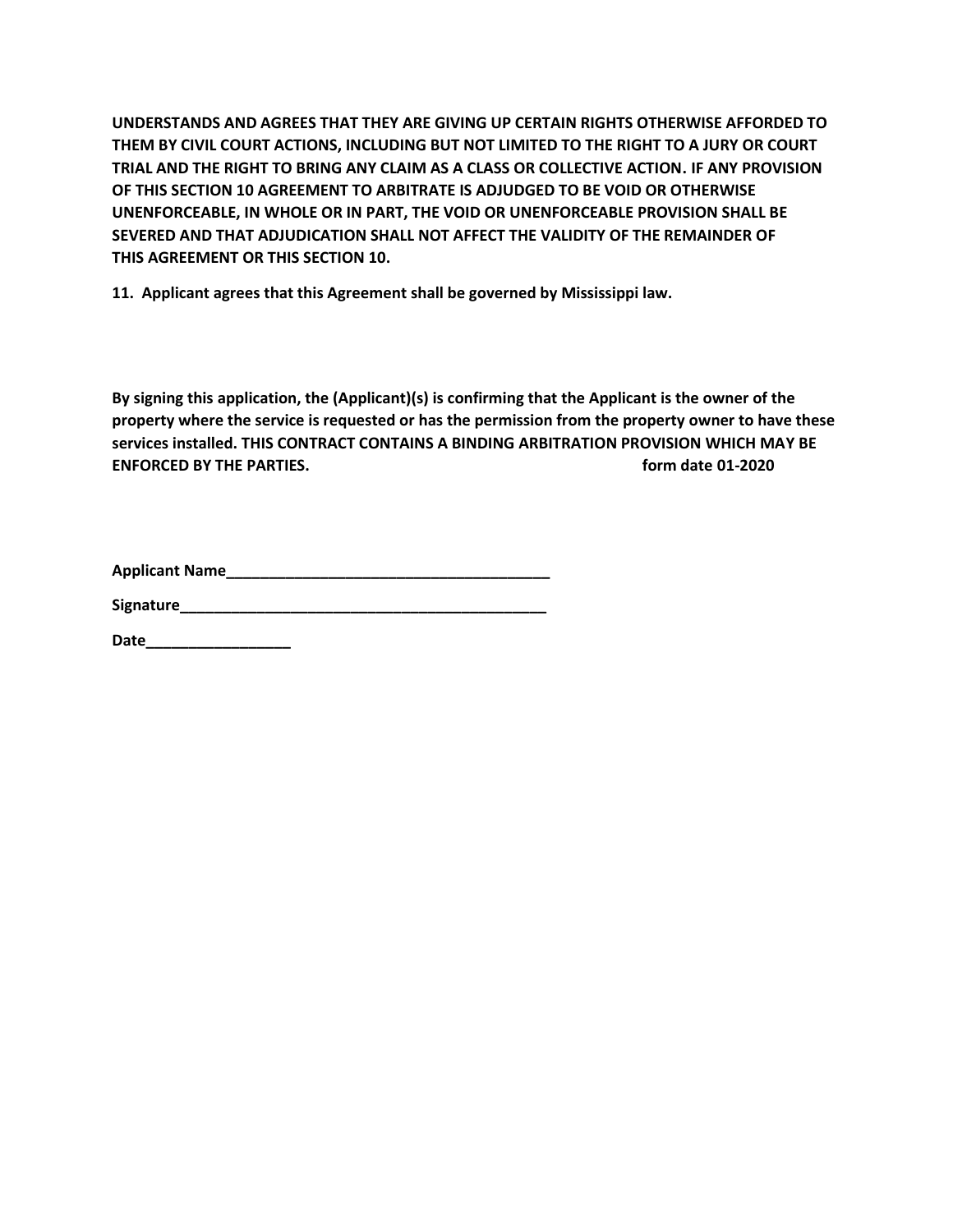**UNDERSTANDS AND AGREES THAT THEY ARE GIVING UP CERTAIN RIGHTS OTHERWISE AFFORDED TO THEM BY CIVIL COURT ACTIONS, INCLUDING BUT NOT LIMITED TO THE RIGHT TO A JURY OR COURT TRIAL AND THE RIGHT TO BRING ANY CLAIM AS A CLASS OR COLLECTIVE ACTION. IF ANY PROVISION OF THIS SECTION 10 AGREEMENT TO ARBITRATE IS ADJUDGED TO BE VOID OR OTHERWISE UNENFORCEABLE, IN WHOLE OR IN PART, THE VOID OR UNENFORCEABLE PROVISION SHALL BE SEVERED AND THAT ADJUDICATION SHALL NOT AFFECT THE VALIDITY OF THE REMAINDER OF THIS AGREEMENT OR THIS SECTION 10.**

**11. Applicant agrees that this Agreement shall be governed by Mississippi law.**

**By signing this application, the (Applicant)(s) is confirming that the Applicant is the owner of the property where the service is requested or has the permission from the property owner to have these services installed. THIS CONTRACT CONTAINS A BINDING ARBITRATION PROVISION WHICH MAY BE ENFORCED BY THE PARTIES.** **form date 01-2020**

**Applicant Name_______________________________________**

**Signature_____________________________________________**

**Date_________________**